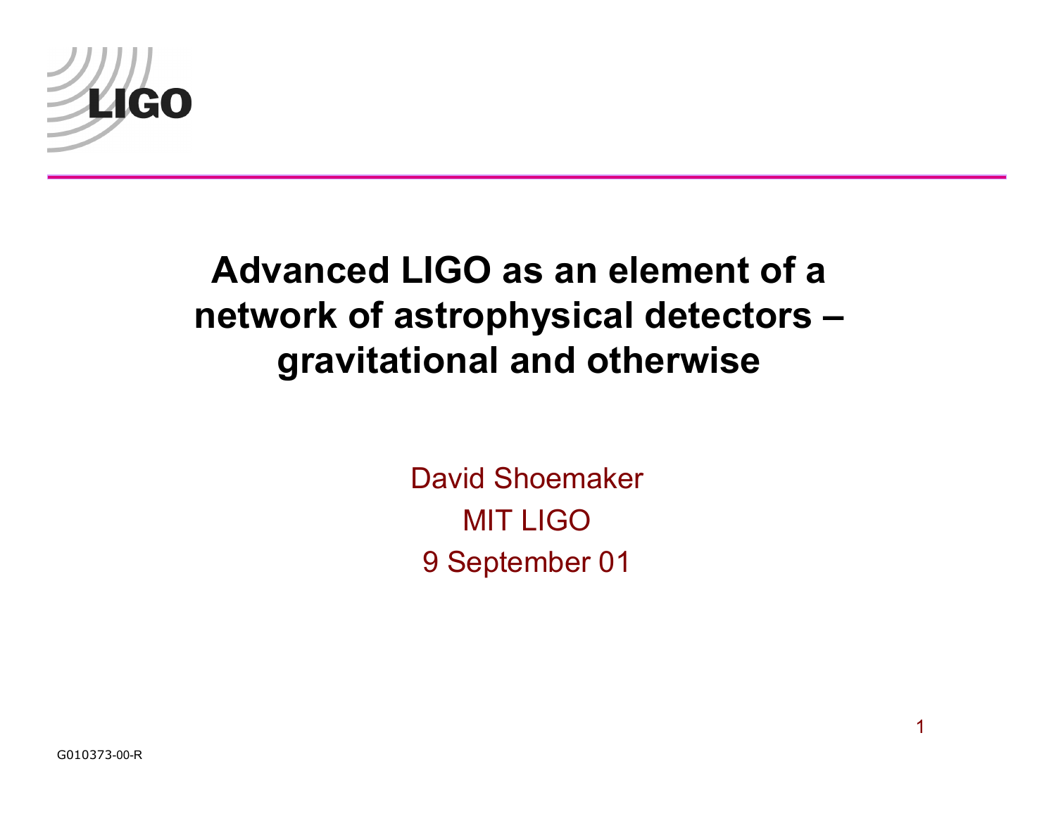# Advanced LIGO as an element of a network of astrophysical detectors – gravitational and otherwise

David Shoemaker

MIT LIGO

9 September 01

G010373-00-R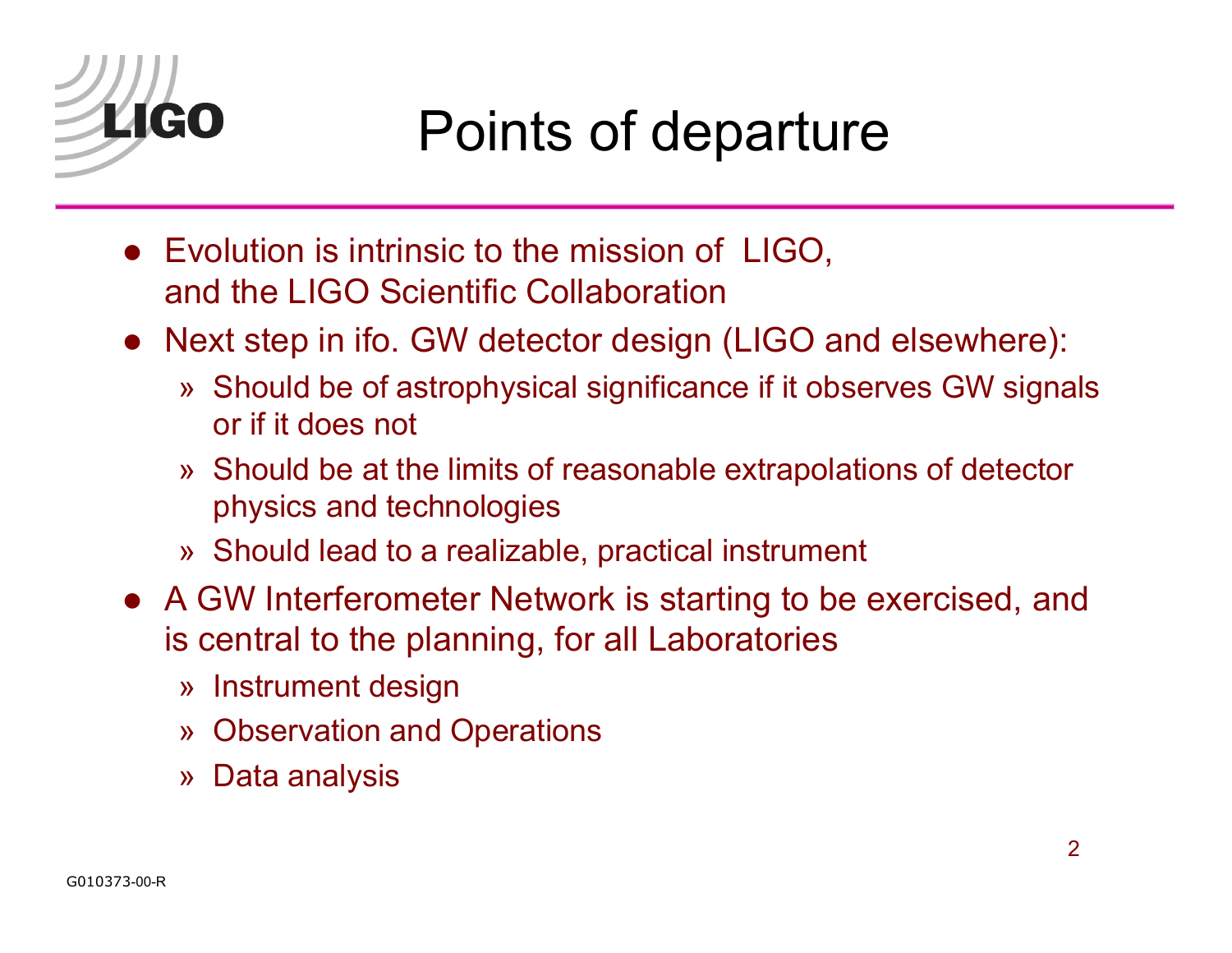# Points of departure

- Evolution is intrinsic to the mission of LIGO, and the LIGO Scientific Collaboration
- Next step in ifo. GW detector design (LIGO and elsewhere):
  - Should be of astrophysical significance if it observes GW signals or if it does not
  - Should be at the limits of reasonable extrapolations of detector physics and technologies
  - Should lead to a realizable, practical instrument
- A GW Interferometer Network is starting to be exercised, and is central to the planning, for all Laboratories
  - Instrument design
  - Observation and Operations
  - Data analysis

G010373-00-R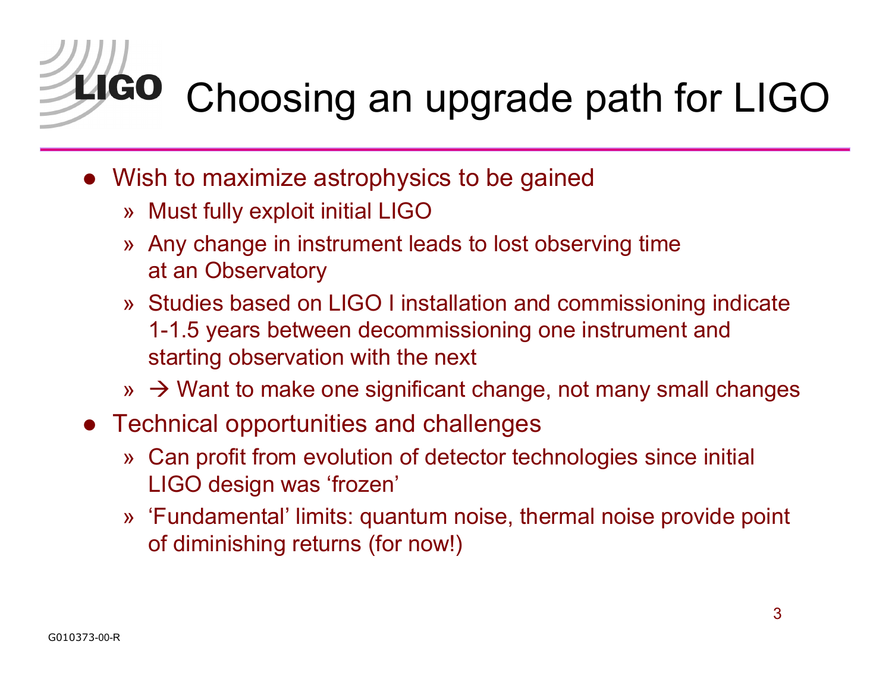# Choosing an upgrade path for LIGO

- Wish to maximize astrophysics to be gained
  - Must fully exploit initial LIGO
  - Any change in instrument leads to lost observing time at an Observatory
  - Studies based on LIGO I installation and commissioning indicate 1-1.5 years between decommissioning one instrument and starting observation with the next
  - → Want to make one significant change, not many small changes
- Technical opportunities and challenges
  - Can profit from evolution of detector technologies since initial LIGO design was 'frozen'
  - 'Fundamental' limits: quantum noise, thermal noise provide point of diminishing returns (for now!)

G010373-00-R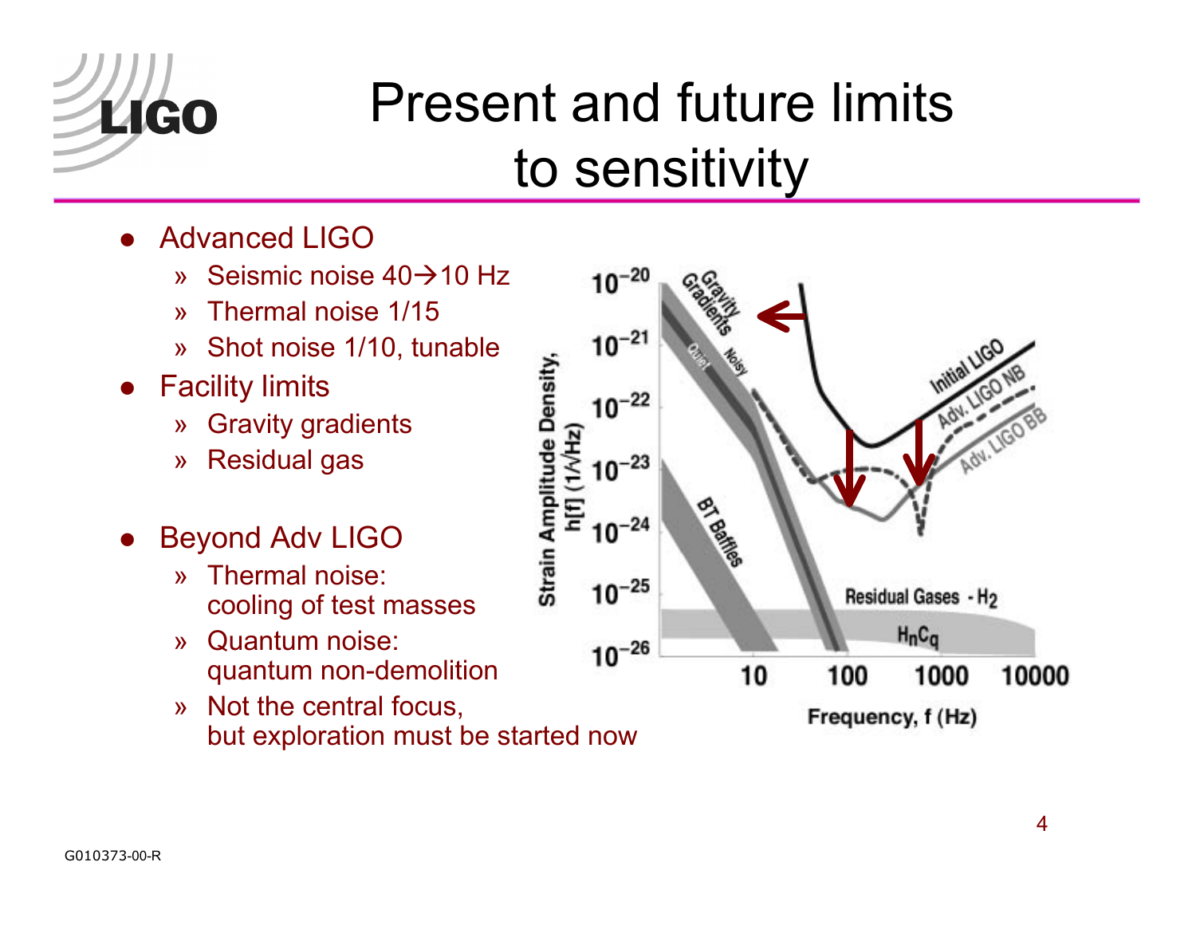# Present and future limits to sensitivity

- Advanced LIGO
  - » Seismic noise 40→10 Hz
  - » Thermal noise 1/15
  - » Shot noise 1/10, tunable
- Facility limits
  - » Gravity gradients
  - » Residual gas
- Beyond Adv LIGO
  - » Thermal noise: cooling of test masses
  - » Quantum noise: quantum non-demolition
  - » Not the central focus, but exploration must be started now

G010373-00-R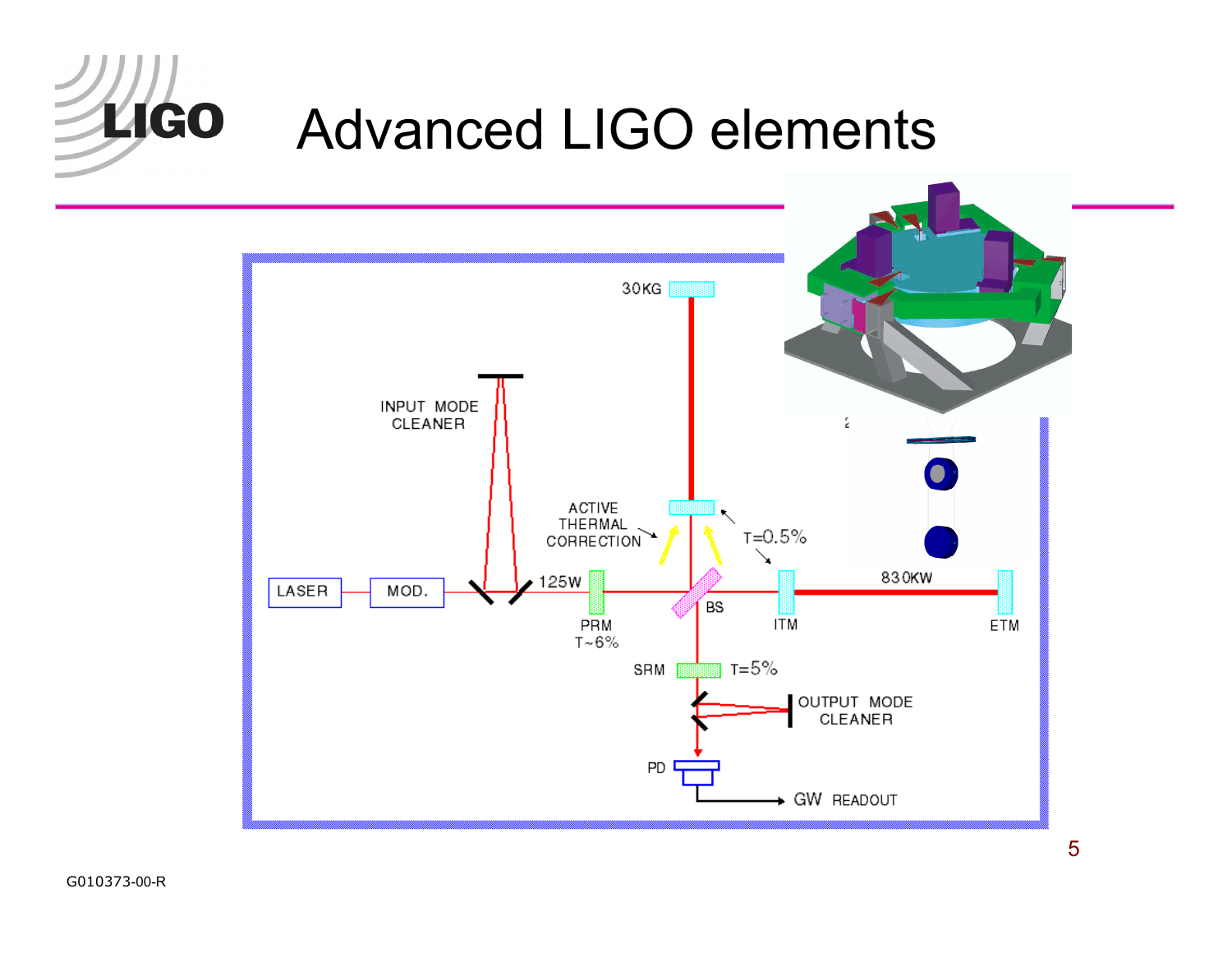# Advanced LIGO elements

INPUT MODE CLEANER

30KG

ACTIVE THERMAL CORRECTION

T=0.5%

LASER

MOD.

125W

PRM T~6%

BS

ITM

830KW

ETM

SRM

T=5%

OUTPUT MODE CLEANER

PD

GW READOUT

G010373-00-R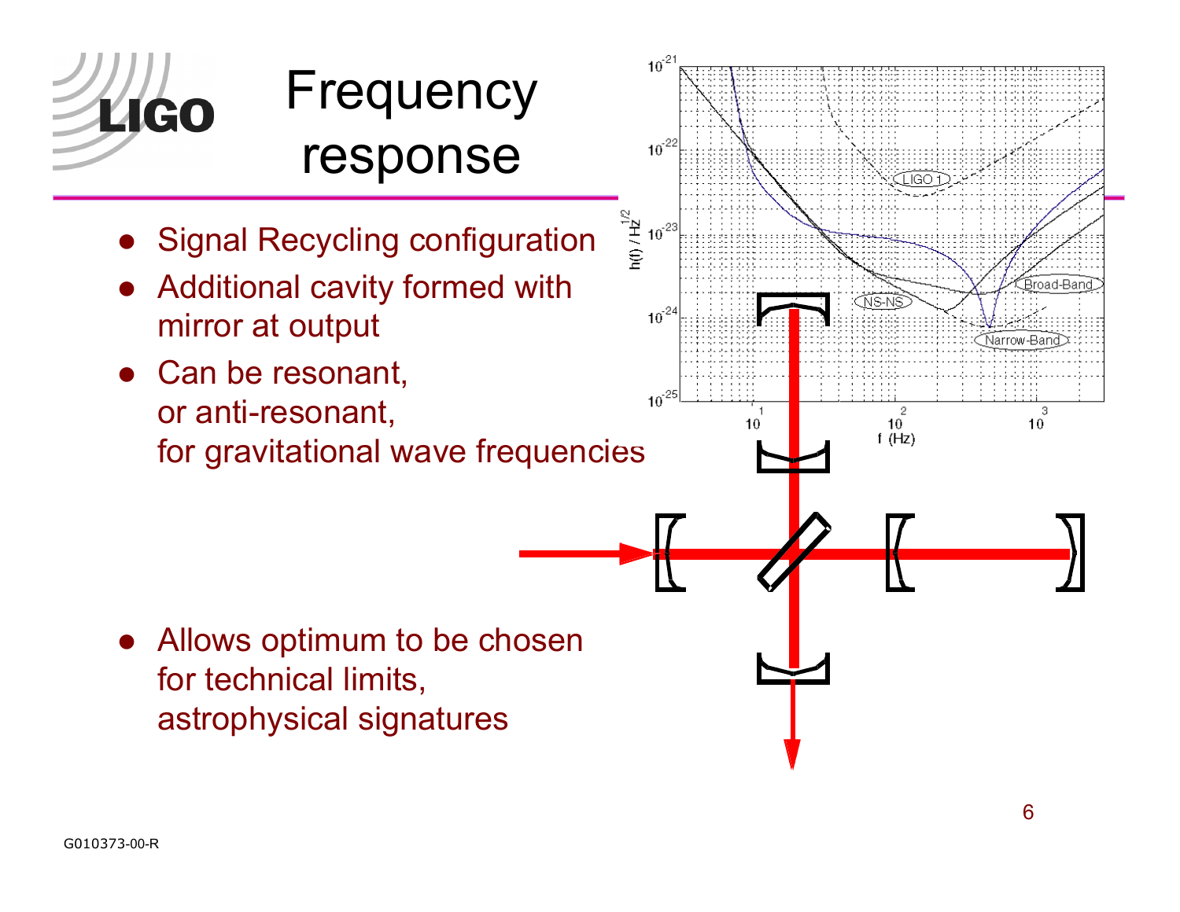# Frequency response

- Signal Recycling configuration
- Additional cavity formed with mirror at output
- Can be resonant, or anti-resonant, for gravitational wave frequencies
- Allows optimum to be chosen for technical limits, astrophysical signatures

G010373-00-R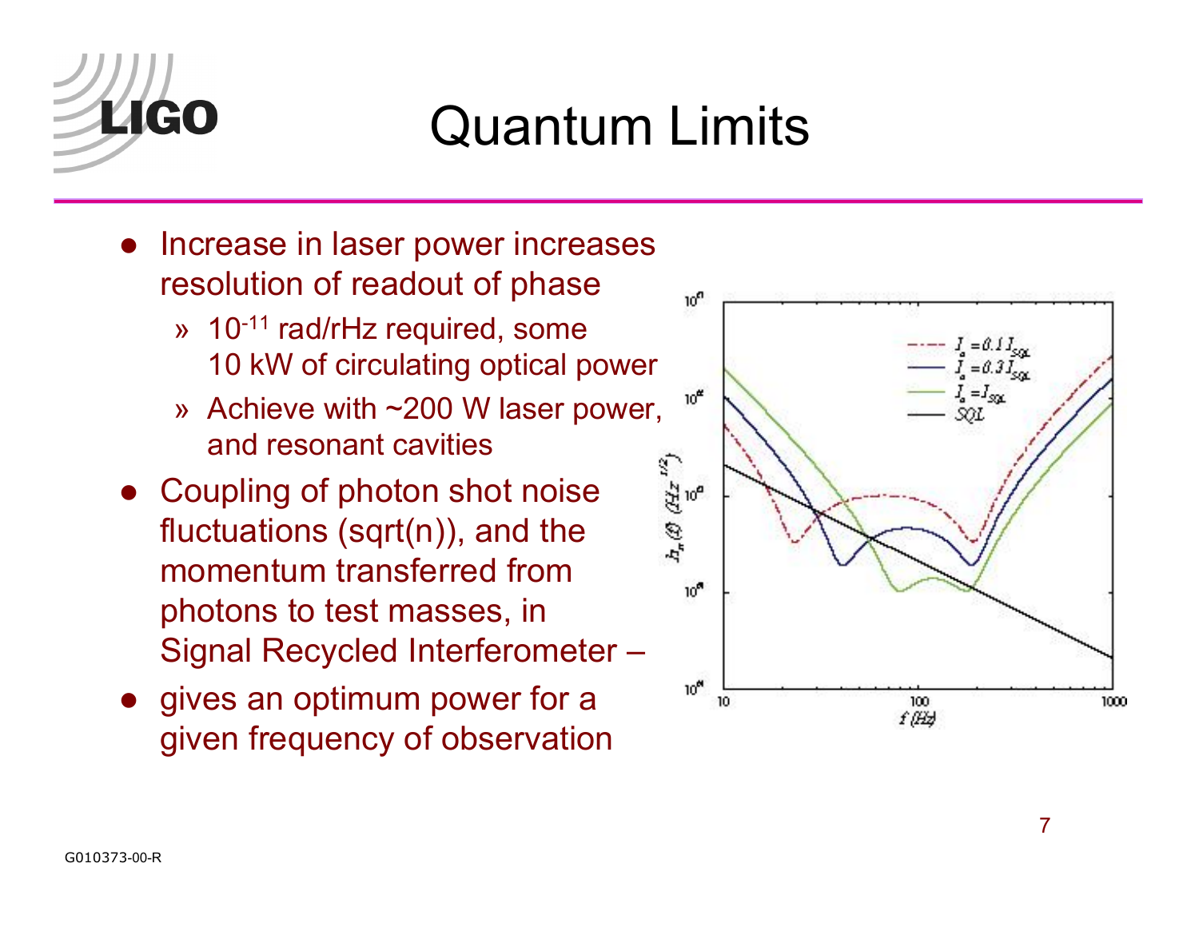# Quantum Limits

- Increase in laser power increases resolution of readout of phase
  - » $10^{-11}$ rad/rHz required, some 10 kW of circulating optical power
  - » Achieve with ~200 W laser power, and resonant cavities
- Coupling of photon shot noise fluctuations (sqrt(n)), and the momentum transferred from photons to test masses, in Signal Recycled Interferometer –
- gives an optimum power for a given frequency of observation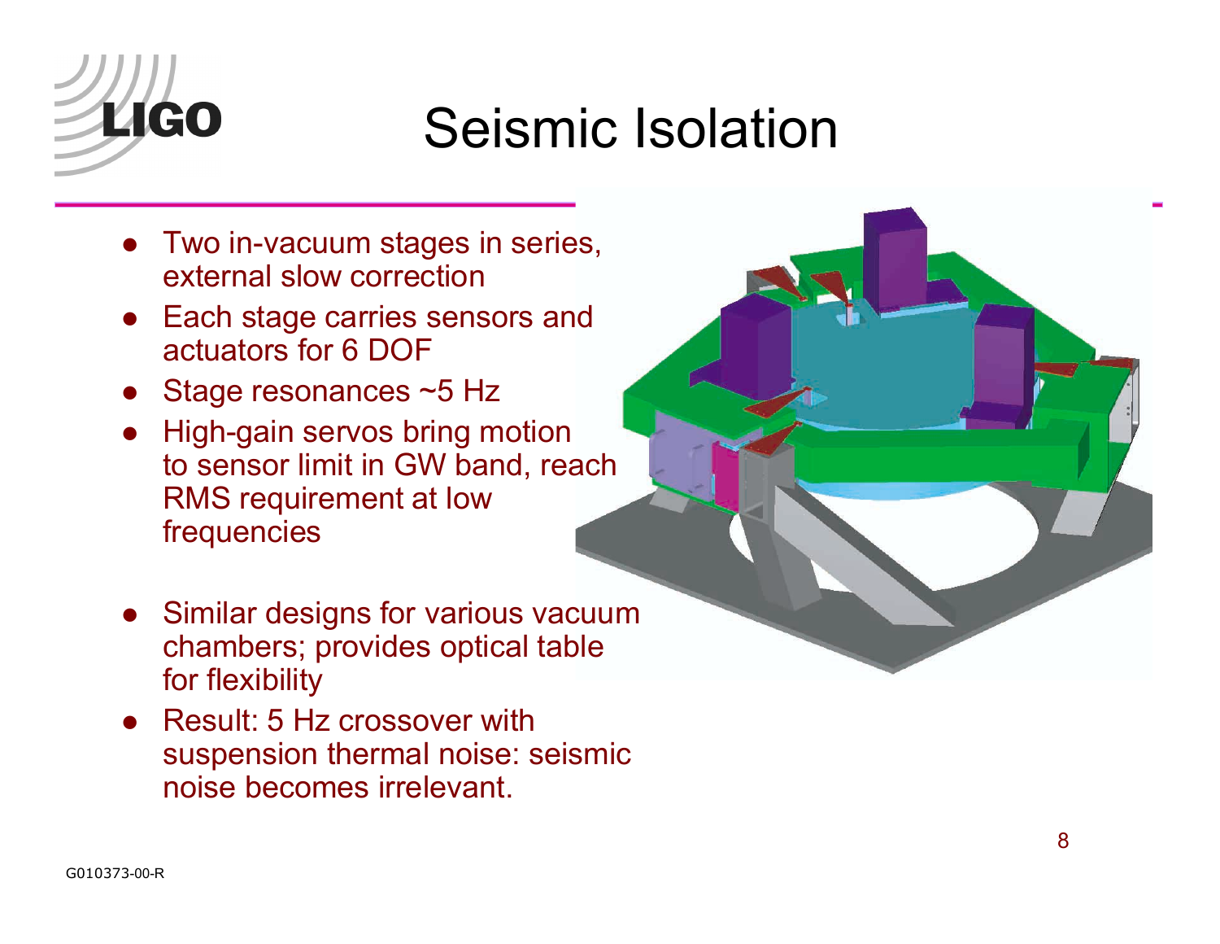# Seismic Isolation

- Two in-vacuum stages in series, external slow correction
- Each stage carries sensors and actuators for 6 DOF
- Stage resonances ~5 Hz
- High-gain servos bring motion to sensor limit in GW band, reach RMS requirement at low frequencies
- Similar designs for various vacuum chambers; provides optical table for flexibility
- Result: 5 Hz crossover with suspension thermal noise: seismic noise becomes irrelevant.

G010373-00-R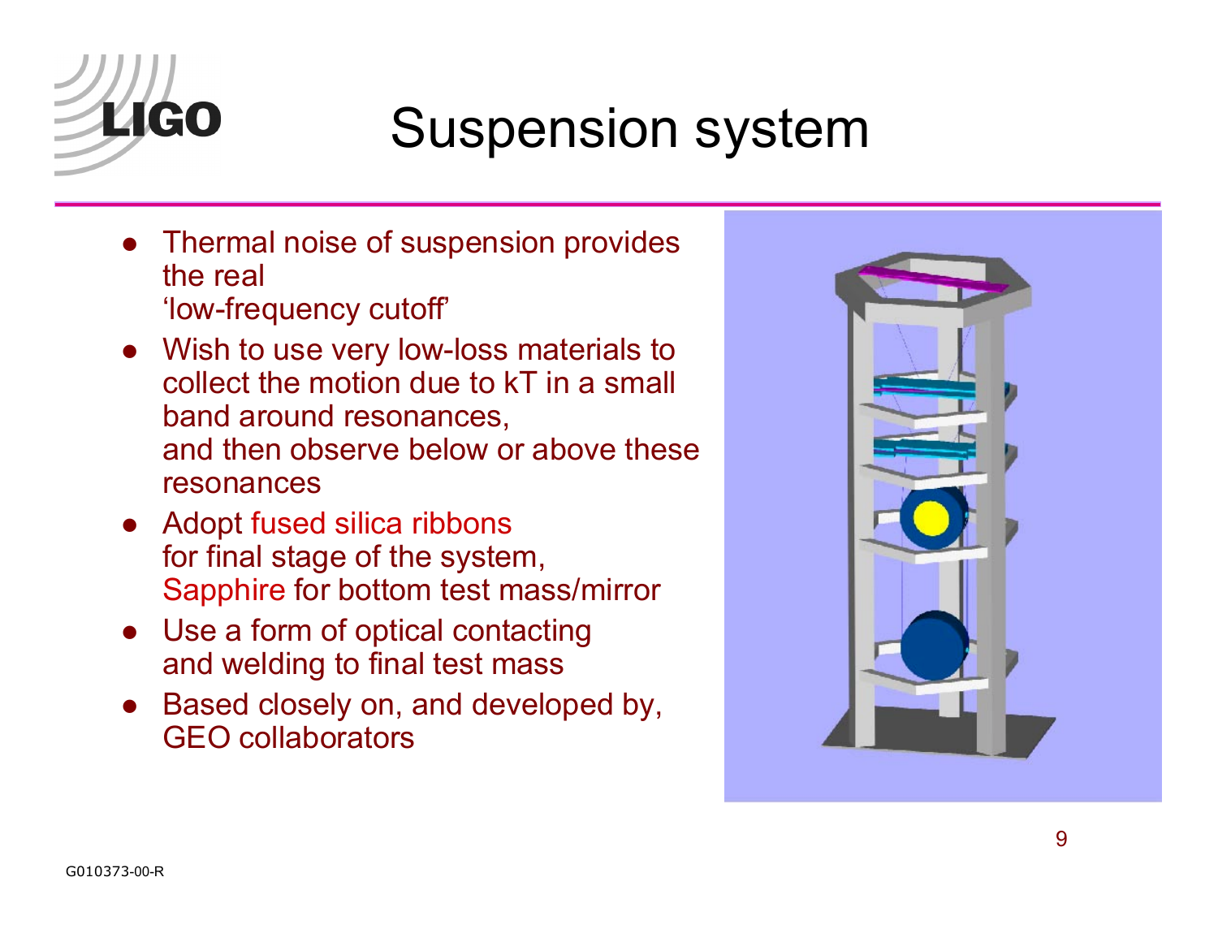# Suspension system

- Thermal noise of suspension provides the real 'low-frequency cutoff'
- Wish to use very low-loss materials to collect the motion due to kT in a small band around resonances, and then observe below or above these resonances
- Adopt fused silica ribbons for final stage of the system, Sapphire for bottom test mass/mirror
- Use a form of optical contacting and welding to final test mass
- Based closely on, and developed by, GEO collaborators

G010373-00-R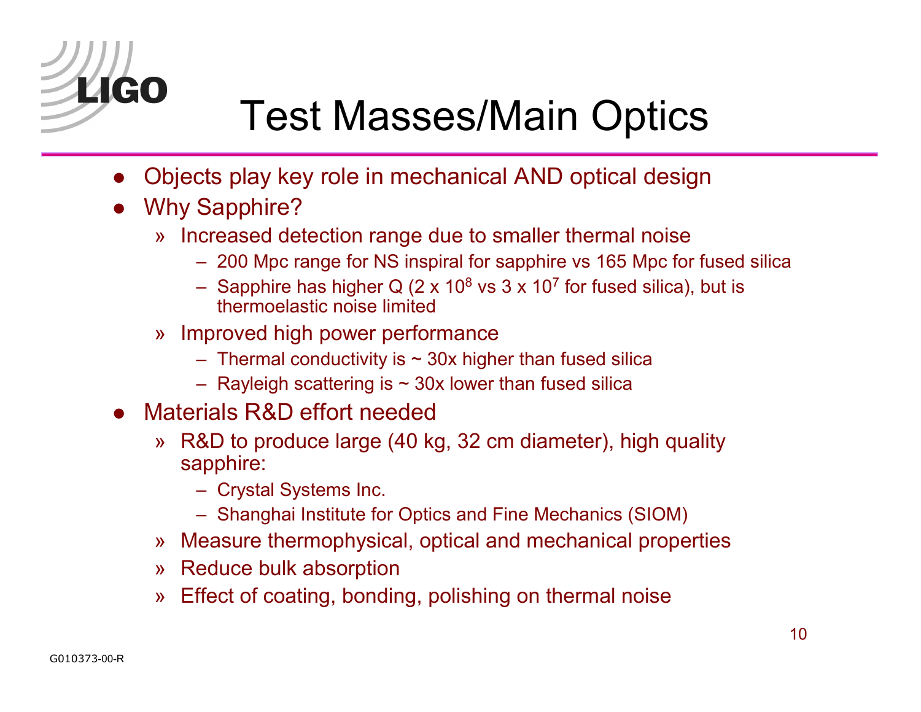# Test Masses/Main Optics

- Objects play key role in mechanical AND optical design
- Why Sapphire?
  - » Increased detection range due to smaller thermal noise
    - 200 Mpc range for NS inspiral for sapphire vs 165 Mpc for fused silica
    - Sapphire has higher Q ($2 \times 10^8$ vs $3 \times 10^7$ for fused silica), but is thermoelastic noise limited
  - » Improved high power performance
    - Thermal conductivity is ~ 30x higher than fused silica
    - Rayleigh scattering is ~ 30x lower than fused silica
- Materials R&D effort needed
  - » R&D to produce large (40 kg, 32 cm diameter), high quality sapphire:
    - Crystal Systems Inc.
    - Shanghai Institute for Optics and Fine Mechanics (SIOM)
  - » Measure thermophysical, optical and mechanical properties
  - » Reduce bulk absorption
  - » Effect of coating, bonding, polishing on thermal noise

G010373-00-R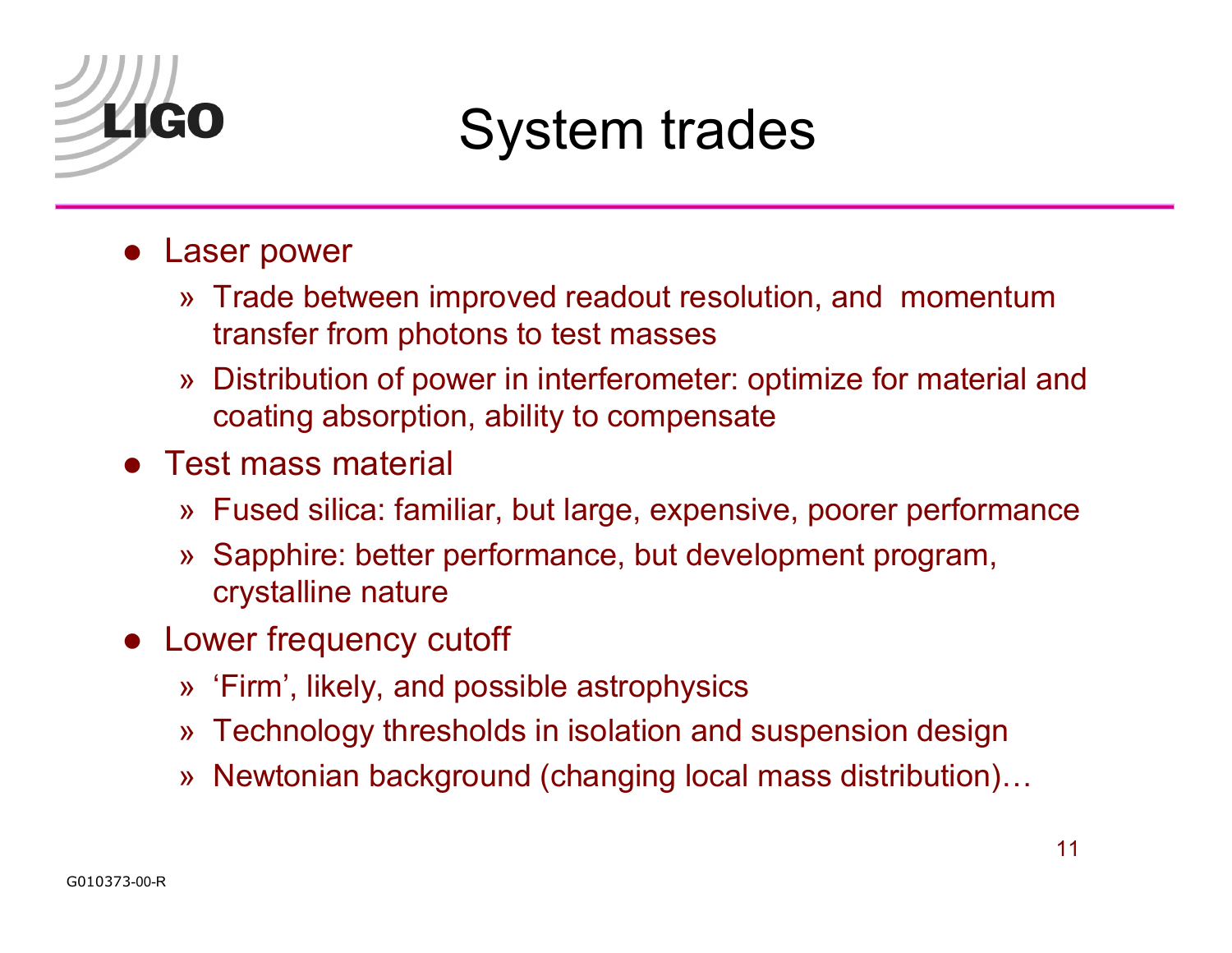# System trades

- Laser power
  - Trade between improved readout resolution, and momentum transfer from photons to test masses
  - Distribution of power in interferometer: optimize for material and coating absorption, ability to compensate
- Test mass material
  - Fused silica: familiar, but large, expensive, poorer performance
  - Sapphire: better performance, but development program, crystalline nature
- Lower frequency cutoff
  - ‘Firm’, likely, and possible astrophysics
  - Technology thresholds in isolation and suspension design
  - Newtonian background (changing local mass distribution)…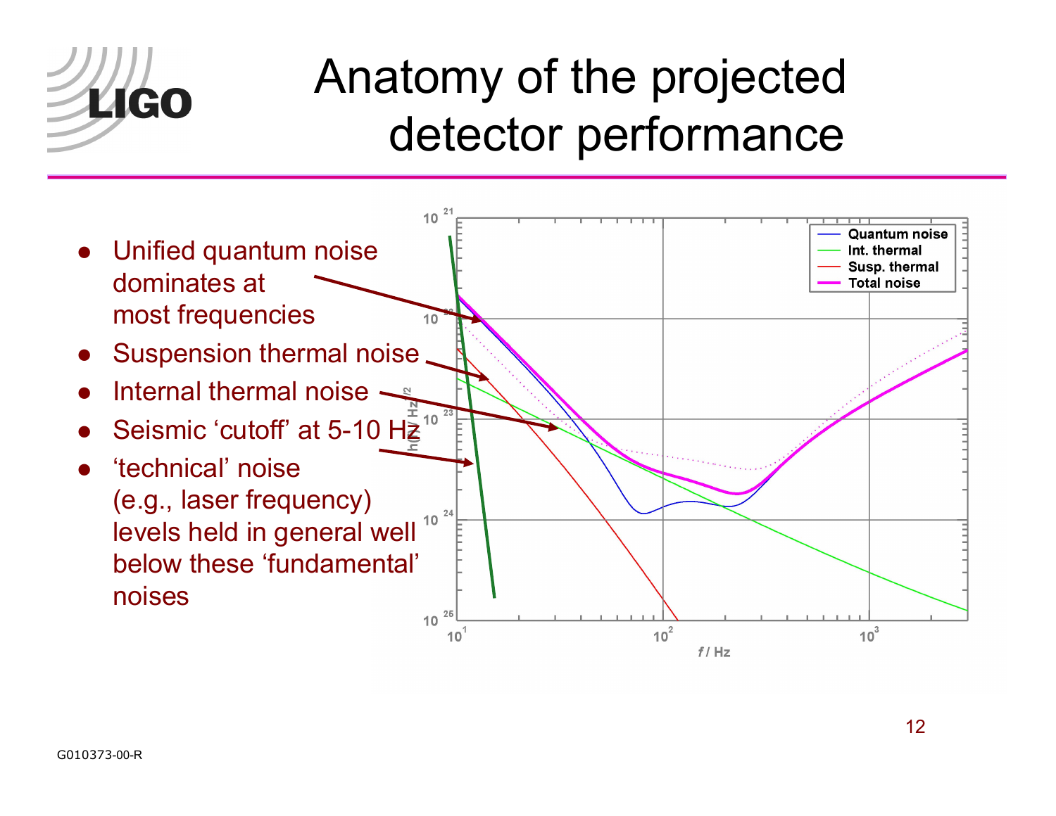# Anatomy of the projected detector performance

- Unified quantum noise dominates at most frequencies
- Suspension thermal noise
- Internal thermal noise
- Seismic 'cutoff' at 5-10 Hz
- 'technical' noise (e.g., laser frequency) levels held in general well below these 'fundamental' noises

G010373-00-R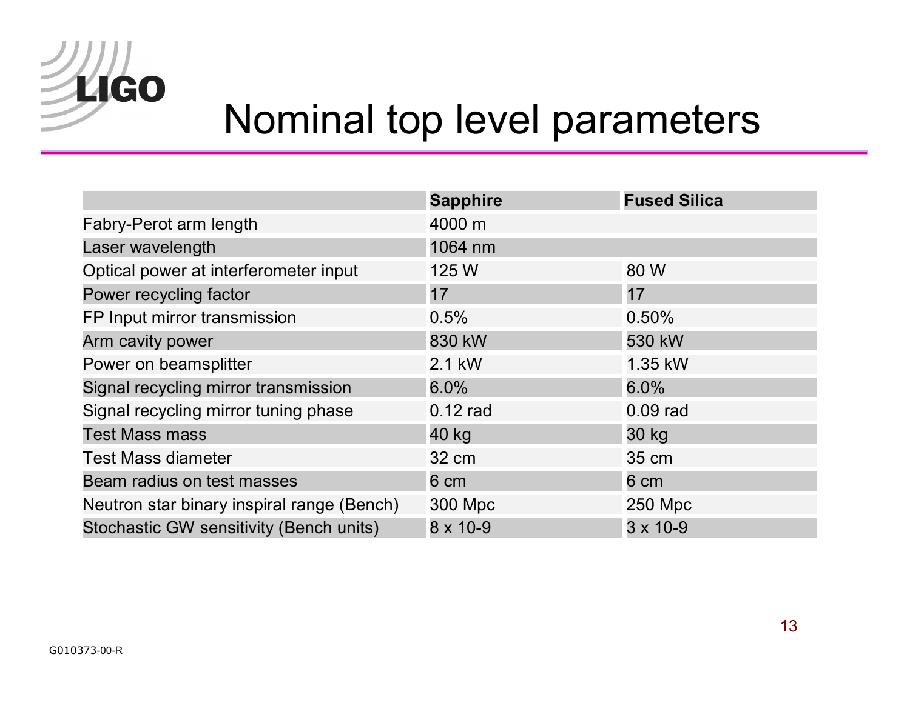# Nominal top level parameters

| | Sapphire | Fused Silica |
|---|---|---|
| Fabry-Perot arm length | 4000 m | |
| Laser wavelength | 1064 nm | |
| Optical power at interferometer input | 125 W | 80 W |
| Power recycling factor | 17 | 17 |
| FP Input mirror transmission | 0.5% | 0.50% |
| Arm cavity power | 830 kW | 530 kW |
| Power on beamsplitter | 2.1 kW | 1.35 kW |
| Signal recycling mirror transmission | 6.0% | 6.0% |
| Signal recycling mirror tuning phase | 0.12 rad | 0.09 rad |
| Test Mass mass | 40 kg | 30 kg |
| Test Mass diameter | 32 cm | 35 cm |
| Beam radius on test masses | 6 cm | 6 cm |
| Neutron star binary inspiral range (Bench) | 300 Mpc | 250 Mpc |
| Stochastic GW sensitivity (Bench units) | 8 x 10-9 | 3 x 10-9 |

G010373-00-R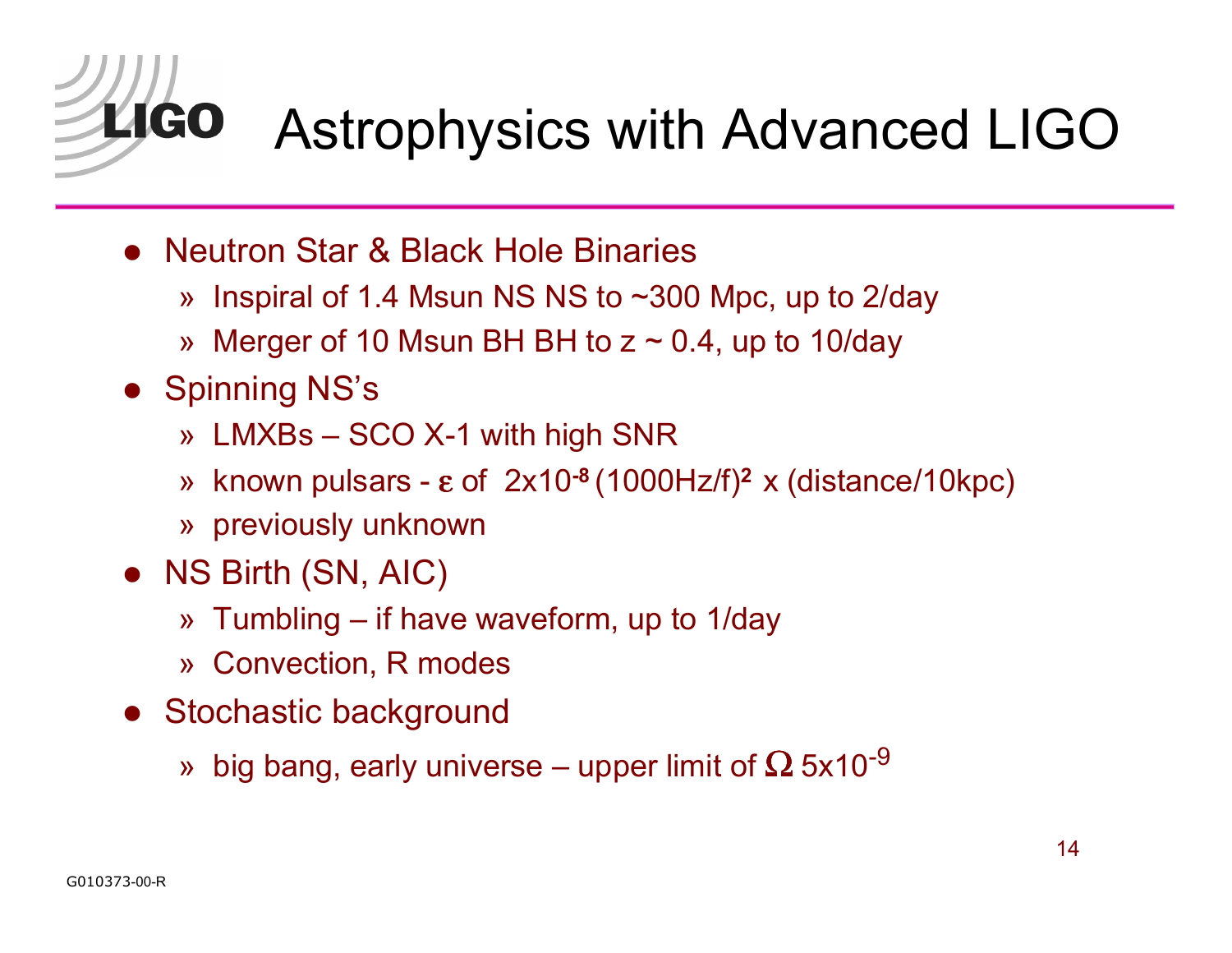# Astrophysics with Advanced LIGO

- Neutron Star & Black Hole Binaries
  - » Inspiral of 1.4 Msun NS NS to ~300 Mpc, up to 2/day
  - » Merger of 10 Msun BH BH to z ~ 0.4, up to 10/day
- Spinning NS's
  - » LMXBs – SCO X-1 with high SNR
  - » known pulsars - $\varepsilon$ of $2 \times 10^{-8}$ $(1000\text{Hz}/f)^2$ x (distance/10kpc)
  - » previously unknown
- NS Birth (SN, AIC)
  - » Tumbling – if have waveform, up to 1/day
  - » Convection, R modes
- Stochastic background
  - » big bang, early universe – upper limit of $\Omega$ $5 \times 10^{-9}$

G010373-00-R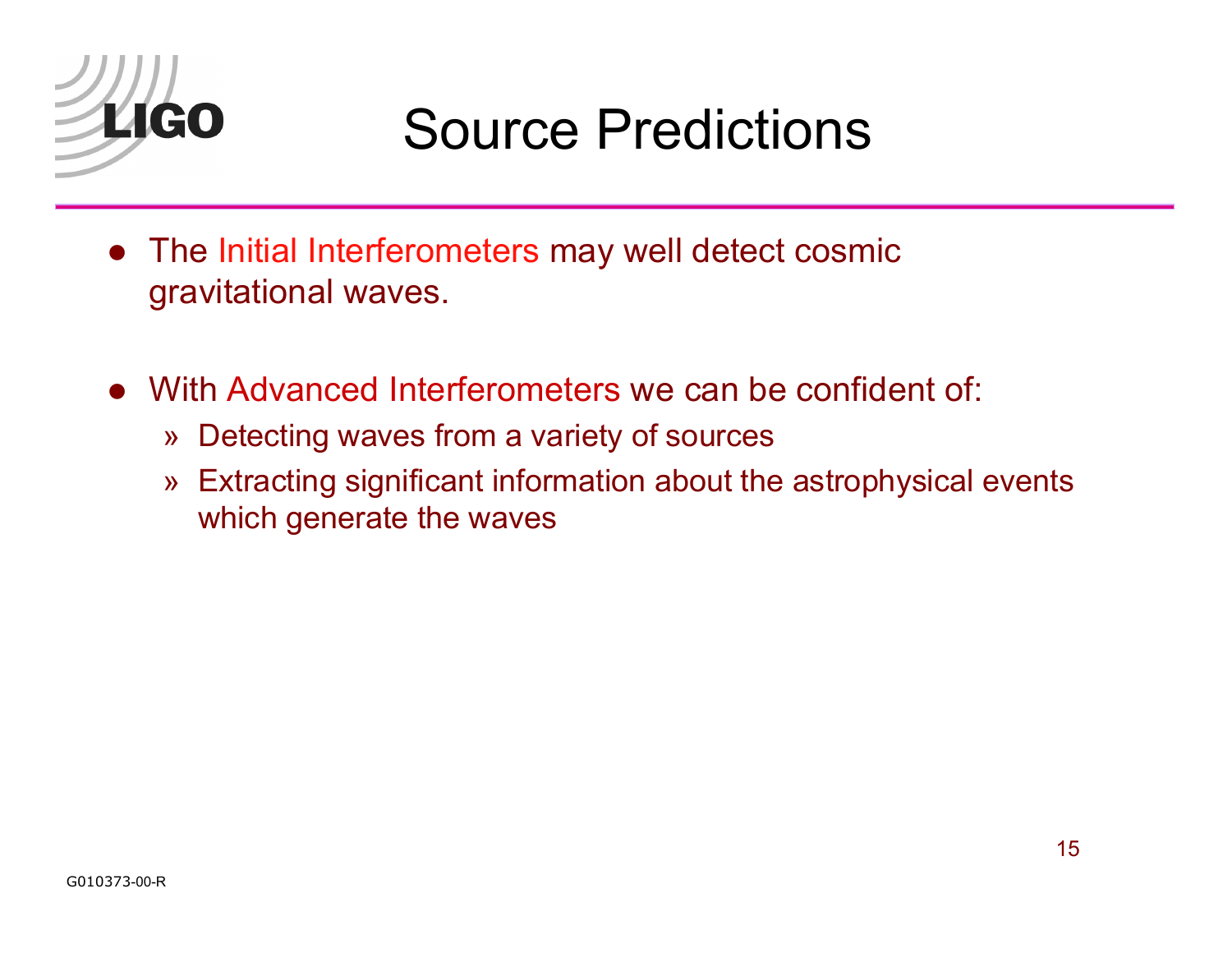# Source Predictions

- The Initial Interferometers may well detect cosmic gravitational waves.

- With Advanced Interferometers we can be confident of:
  - Detecting waves from a variety of sources
  - Extracting significant information about the astrophysical events which generate the waves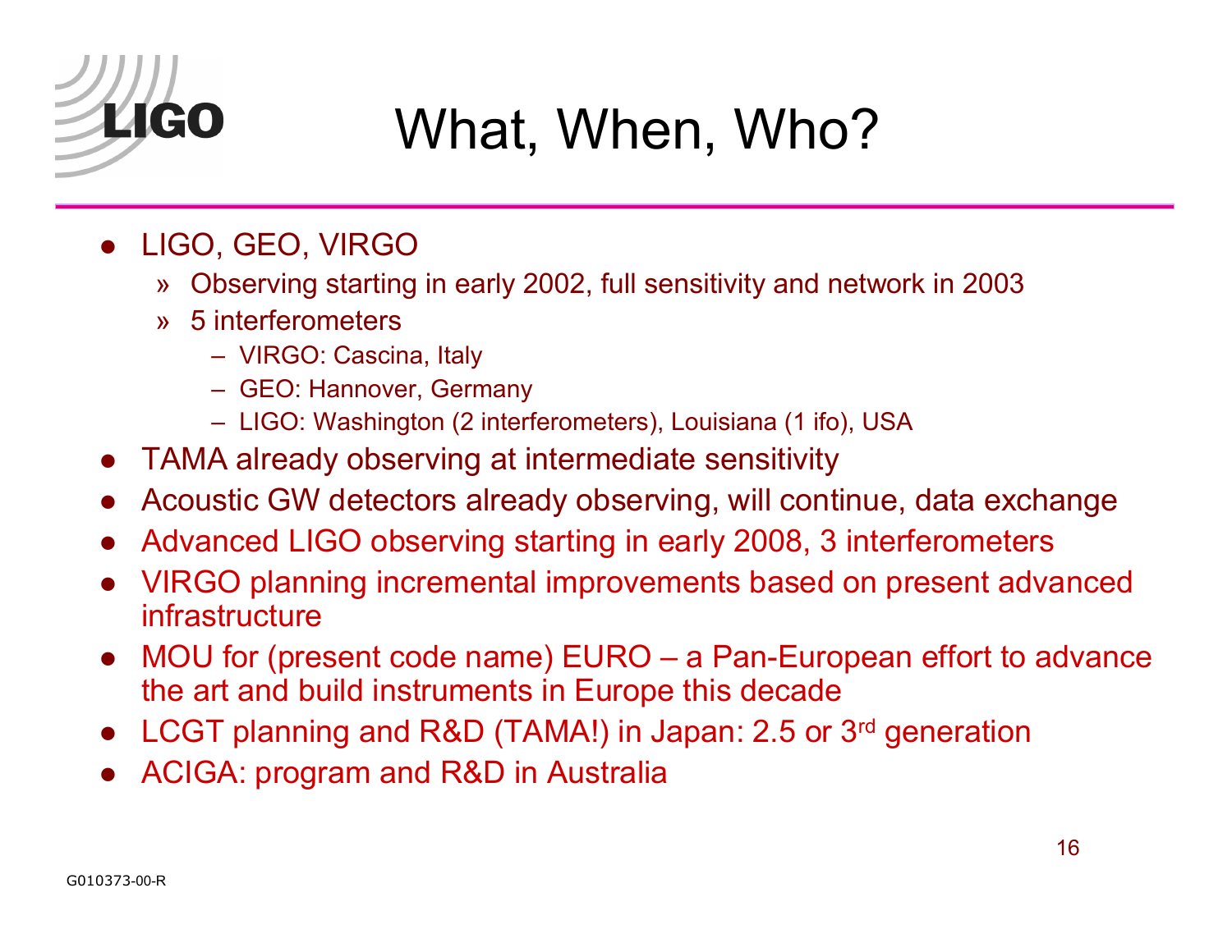# What, When, Who?

- LIGO, GEO, VIRGO
  - Observing starting in early 2002, full sensitivity and network in 2003
  - 5 interferometers
    - VIRGO: Cascina, Italy
    - GEO: Hannover, Germany
    - LIGO: Washington (2 interferometers), Louisiana (1 ifo), USA
- TAMA already observing at intermediate sensitivity
- Acoustic GW detectors already observing, will continue, data exchange
- Advanced LIGO observing starting in early 2008, 3 interferometers
- VIRGO planning incremental improvements based on present advanced infrastructure
- MOU for (present code name) EURO – a Pan-European effort to advance the art and build instruments in Europe this decade
- LCGT planning and R&D (TAMA!) in Japan: 2.5 or 3rd generation
- ACIGA: program and R&D in Australia

G010373-00-R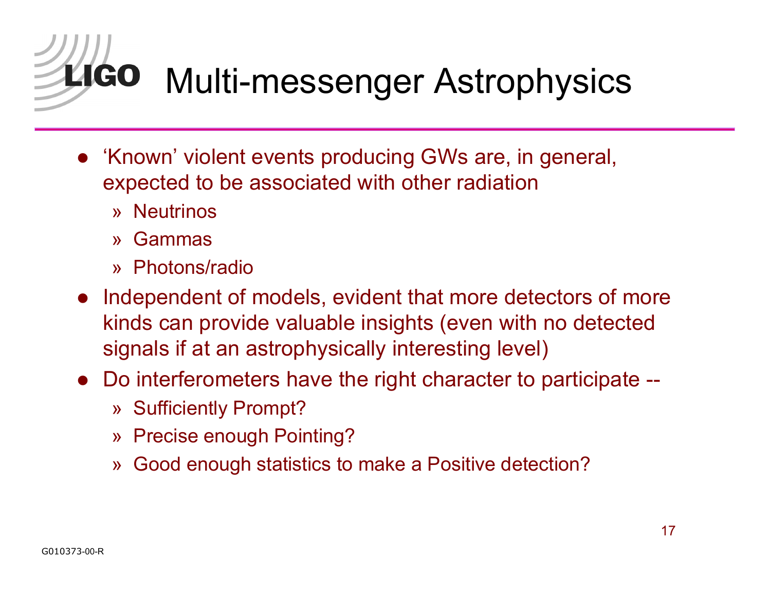# Multi-messenger Astrophysics

- 'Known' violent events producing GWs are, in general, expected to be associated with other radiation
  - Neutrinos
  - Gammas
  - Photons/radio
- Independent of models, evident that more detectors of more kinds can provide valuable insights (even with no detected signals if at an astrophysically interesting level)
- Do interferometers have the right character to participate --
  - Sufficiently Prompt?
  - Precise enough Pointing?
  - Good enough statistics to make a Positive detection?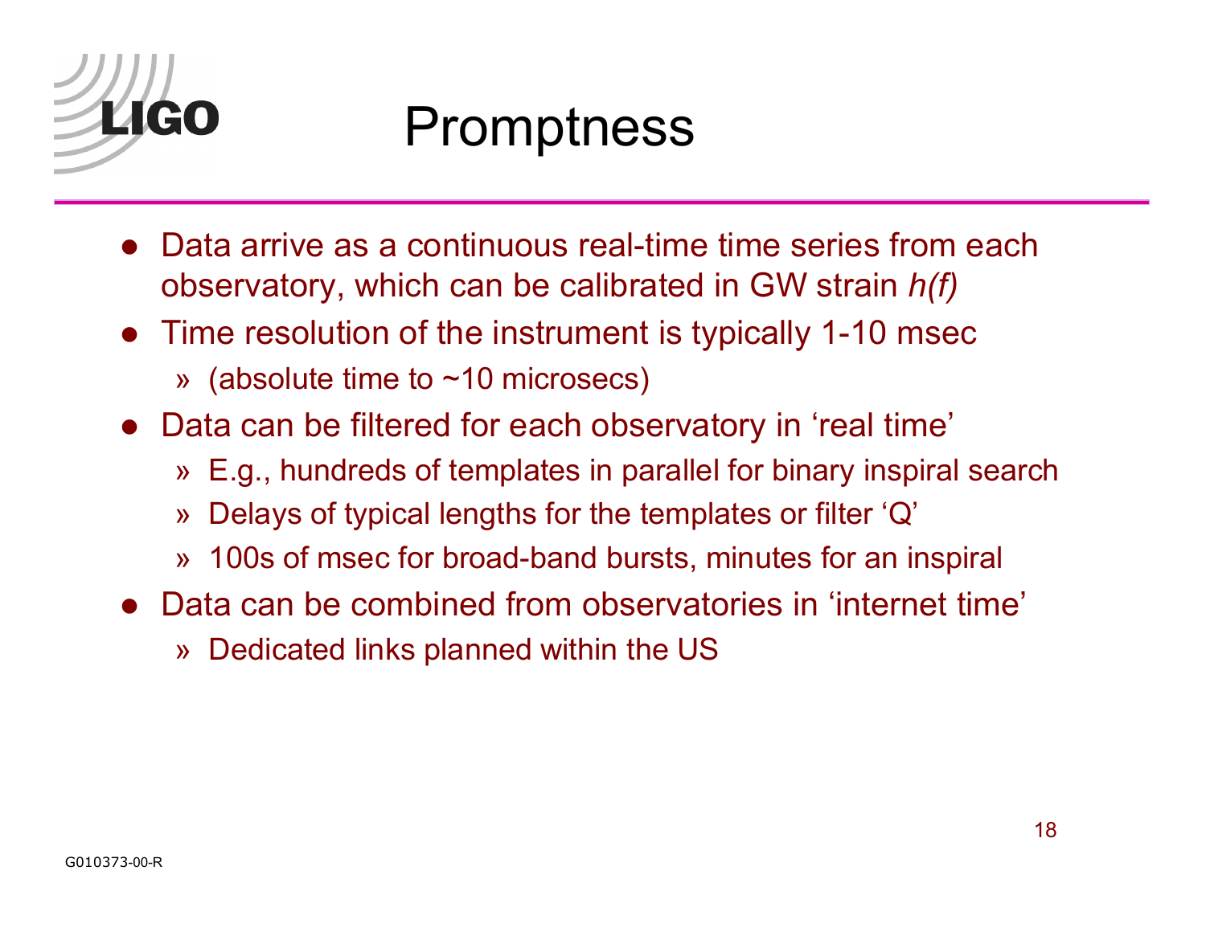# Promptness

- Data arrive as a continuous real-time time series from each observatory, which can be calibrated in GW strain *h(f)*
- Time resolution of the instrument is typically 1-10 msec
  - (absolute time to ~10 microsecs)
- Data can be filtered for each observatory in 'real time'
  - E.g., hundreds of templates in parallel for binary inspiral search
  - Delays of typical lengths for the templates or filter 'Q'
  - 100s of msec for broad-band bursts, minutes for an inspiral
- Data can be combined from observatories in 'internet time'
  - Dedicated links planned within the US

G010373-00-R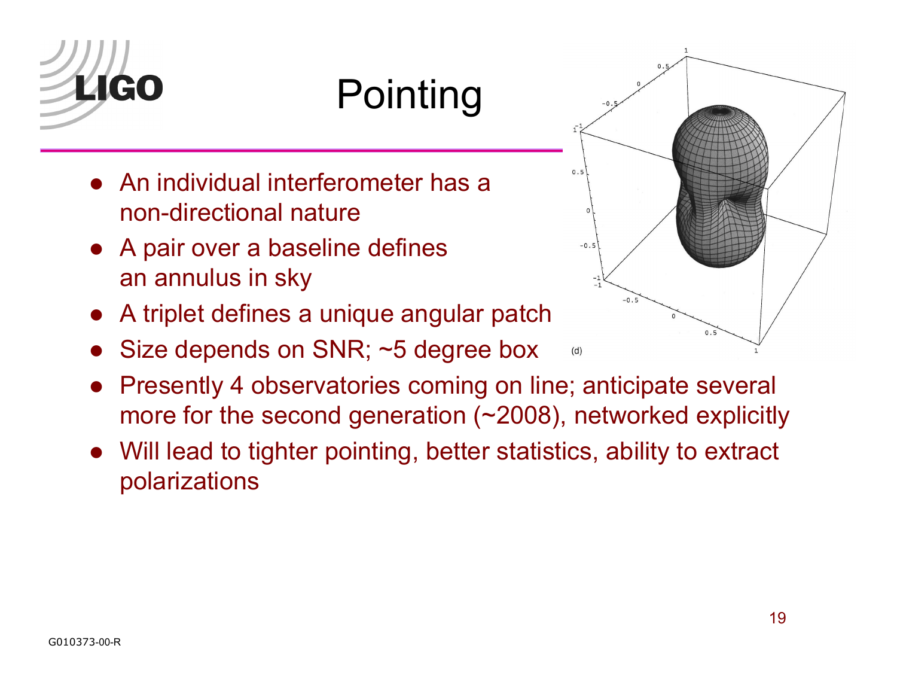# Pointing

- An individual interferometer has a non-directional nature
- A pair over a baseline defines an annulus in sky
- A triplet defines a unique angular patch
- Size depends on SNR; ~5 degree box
- Presently 4 observatories coming on line; anticipate several more for the second generation (~2008), networked explicitly
- Will lead to tighter pointing, better statistics, ability to extract polarizations

(d)

G010373-00-R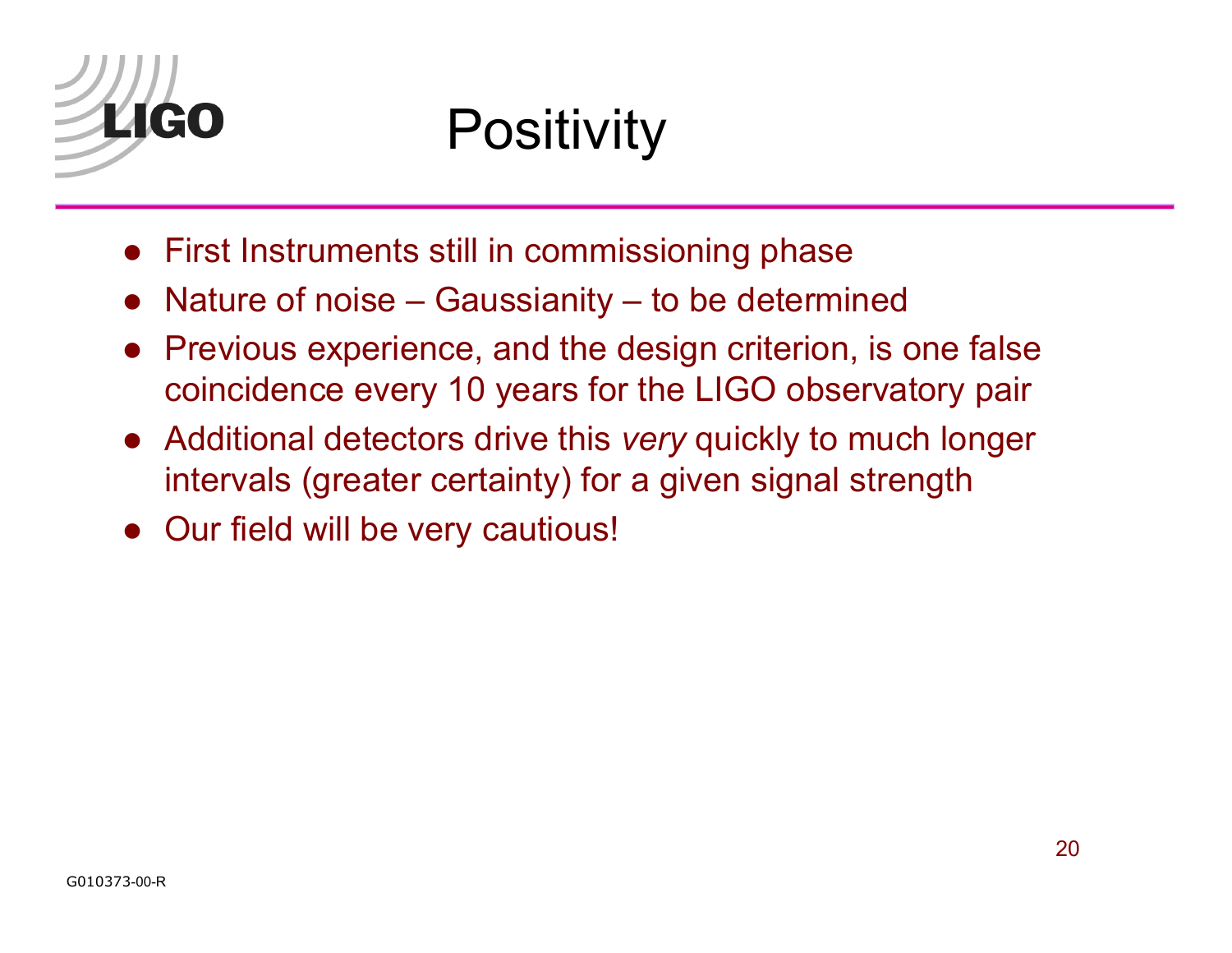# Positivity

- First Instruments still in commissioning phase
- Nature of noise – Gaussianity – to be determined
- Previous experience, and the design criterion, is one false coincidence every 10 years for the LIGO observatory pair
- Additional detectors drive this *very* quickly to much longer intervals (greater certainty) for a given signal strength
- Our field will be very cautious!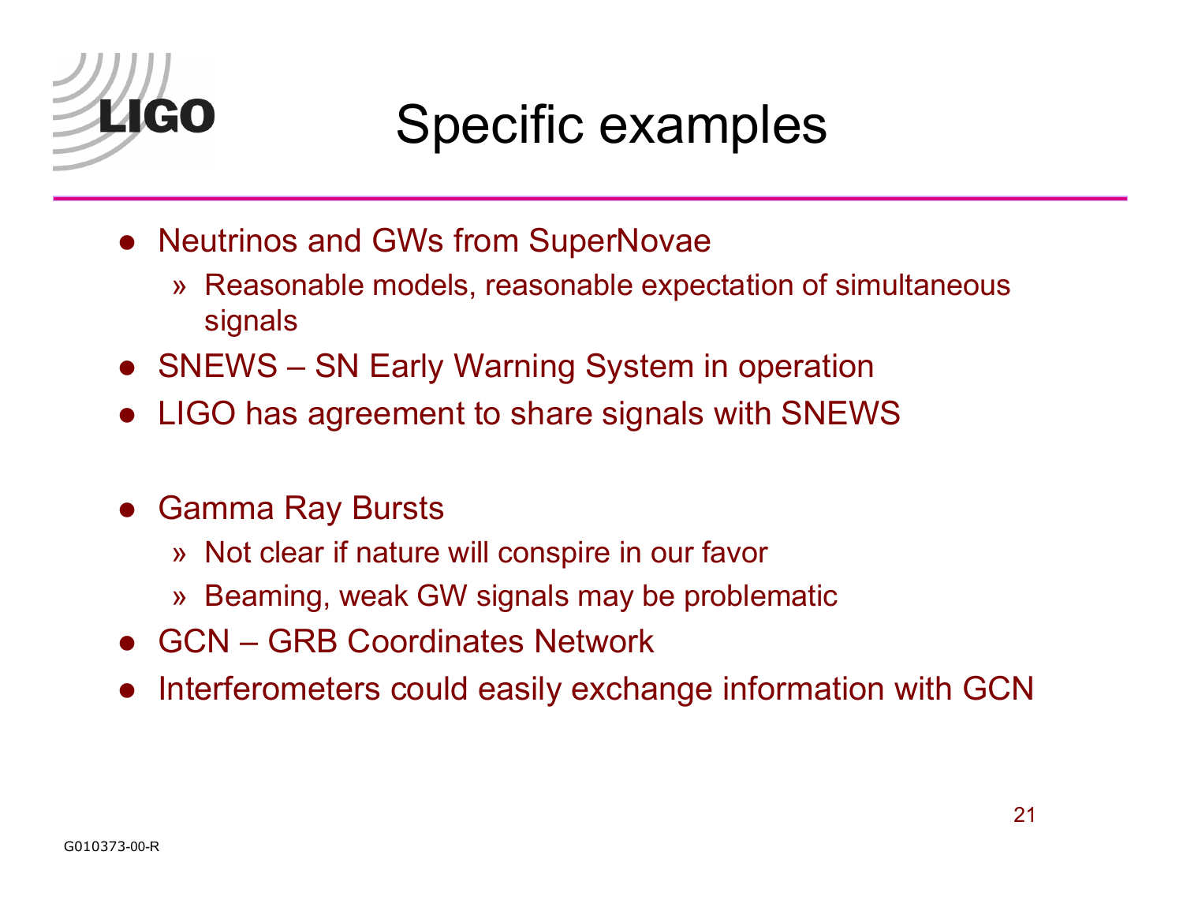# Specific examples

- Neutrinos and GWs from SuperNovae
  - » Reasonable models, reasonable expectation of simultaneous signals
- SNEWS – SN Early Warning System in operation
- LIGO has agreement to share signals with SNEWS

- Gamma Ray Bursts
  - » Not clear if nature will conspire in our favor
  - » Beaming, weak GW signals may be problematic
- GCN – GRB Coordinates Network
- Interferometers could easily exchange information with GCN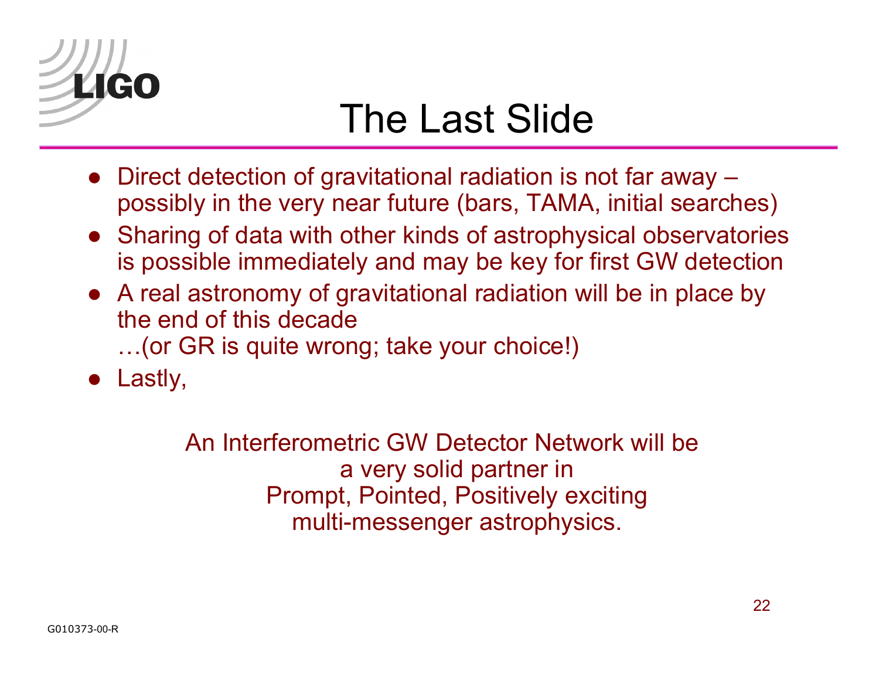# The Last Slide

- Direct detection of gravitational radiation is not far away – possibly in the very near future (bars, TAMA, initial searches)
- Sharing of data with other kinds of astrophysical observatories is possible immediately and may be key for first GW detection
- A real astronomy of gravitational radiation will be in place by the end of this decade
  …(or GR is quite wrong; take your choice!)
- Lastly,

An Interferometric GW Detector Network will be
a very solid partner in
Prompt, Pointed, Positively exciting
multi-messenger astrophysics.

G010373-00-R